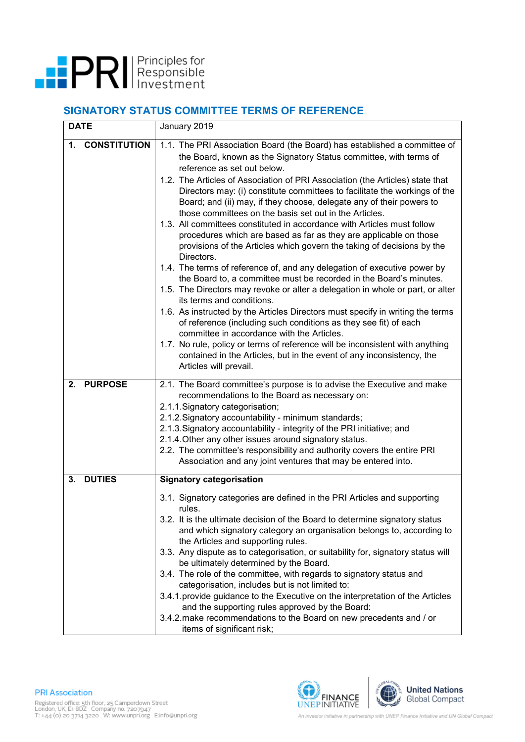## SIGNATORY STATUS COMMITTEE TERMS OF REFERENCE

| DATE | January 2019 |
|---|---|
| **1. CONSTITUTION** | 1.1. The PRI Association Board (the Board) has established a committee of the Board, known as the Signatory Status committee, with terms of reference as set out below.<br>1.2. The Articles of Association of PRI Association (the Articles) state that Directors may: (i) constitute committees to facilitate the workings of the Board; and (ii) may, if they choose, delegate any of their powers to those committees on the basis set out in the Articles.<br>1.3. All committees constituted in accordance with Articles must follow procedures which are based as far as they are applicable on those provisions of the Articles which govern the taking of decisions by the Directors.<br>1.4. The terms of reference of, and any delegation of executive power by the Board to, a committee must be recorded in the Board's minutes.<br>1.5. The Directors may revoke or alter a delegation in whole or part, or alter its terms and conditions.<br>1.6. As instructed by the Articles Directors must specify in writing the terms of reference (including such conditions as they see fit) of each committee in accordance with the Articles.<br>1.7. No rule, policy or terms of reference will be inconsistent with anything contained in the Articles, but in the event of any inconsistency, the Articles will prevail. |
| **2. PURPOSE** | 2.1. The Board committee's purpose is to advise the Executive and make recommendations to the Board as necessary on:<br>2.1.1. Signatory categorisation;<br>2.1.2. Signatory accountability - minimum standards;<br>2.1.3. Signatory accountability - integrity of the PRI initiative; and<br>2.1.4. Other any other issues around signatory status.<br>2.2. The committee's responsibility and authority covers the entire PRI Association and any joint ventures that may be entered into. |
| **3. DUTIES** | **Signatory categorisation**<br>3.1. Signatory categories are defined in the PRI Articles and supporting rules.<br>3.2. It is the ultimate decision of the Board to determine signatory status and which signatory category an organisation belongs to, according to the Articles and supporting rules.<br>3.3. Any dispute as to categorisation, or suitability for, signatory status will be ultimately determined by the Board.<br>3.4. The role of the committee, with regards to signatory status and categorisation, includes but is not limited to:<br>3.4.1. provide guidance to the Executive on the interpretation of the Articles and the supporting rules approved by the Board:<br>3.4.2. make recommendations to the Board on new precedents and / or items of significant risk; |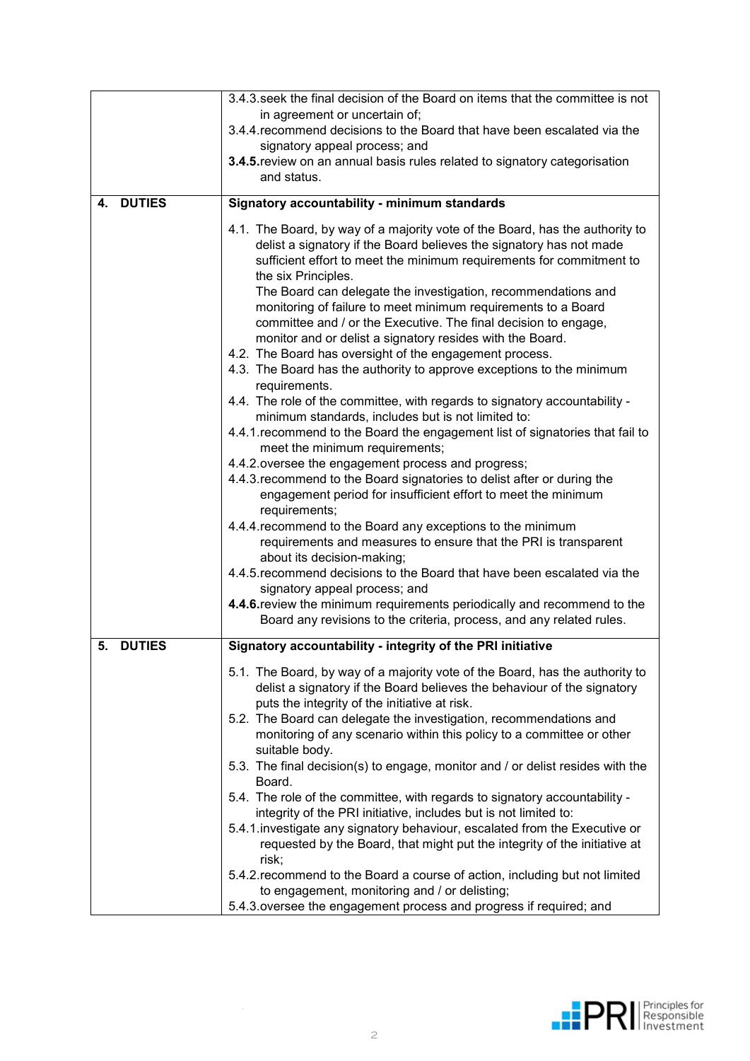| | |
|---|---|
| | 3.4.3. seek the final decision of the Board on items that the committee is not in agreement or uncertain of;<br>3.4.4. recommend decisions to the Board that have been escalated via the signatory appeal process; and<br>**3.4.5.** review on an annual basis rules related to signatory categorisation and status. |
| **4. DUTIES** | **Signatory accountability - minimum standards**<br><br>4.1. The Board, by way of a majority vote of the Board, has the authority to delist a signatory if the Board believes the signatory has not made sufficient effort to meet the minimum requirements for commitment to the six Principles.<br>The Board can delegate the investigation, recommendations and monitoring of failure to meet minimum requirements to a Board committee and / or the Executive. The final decision to engage, monitor and or delist a signatory resides with the Board.<br>4.2. The Board has oversight of the engagement process.<br>4.3. The Board has the authority to approve exceptions to the minimum requirements.<br>4.4. The role of the committee, with regards to signatory accountability - minimum standards, includes but is not limited to:<br>4.4.1. recommend to the Board the engagement list of signatories that fail to meet the minimum requirements;<br>4.4.2. oversee the engagement process and progress;<br>4.4.3. recommend to the Board signatories to delist after or during the engagement period for insufficient effort to meet the minimum requirements;<br>4.4.4. recommend to the Board any exceptions to the minimum requirements and measures to ensure that the PRI is transparent about its decision-making;<br>4.4.5. recommend decisions to the Board that have been escalated via the signatory appeal process; and<br>**4.4.6.** review the minimum requirements periodically and recommend to the Board any revisions to the criteria, process, and any related rules. |
| **5. DUTIES** | **Signatory accountability - integrity of the PRI initiative**<br><br>5.1. The Board, by way of a majority vote of the Board, has the authority to delist a signatory if the Board believes the behaviour of the signatory puts the integrity of the initiative at risk.<br>5.2. The Board can delegate the investigation, recommendations and monitoring of any scenario within this policy to a committee or other suitable body.<br>5.3. The final decision(s) to engage, monitor and / or delist resides with the Board.<br>5.4. The role of the committee, with regards to signatory accountability - integrity of the PRI initiative, includes but is not limited to:<br>5.4.1. investigate any signatory behaviour, escalated from the Executive or requested by the Board, that might put the integrity of the initiative at risk;<br>5.4.2. recommend to the Board a course of action, including but not limited to engagement, monitoring and / or delisting;<br>5.4.3. oversee the engagement process and progress if required; and |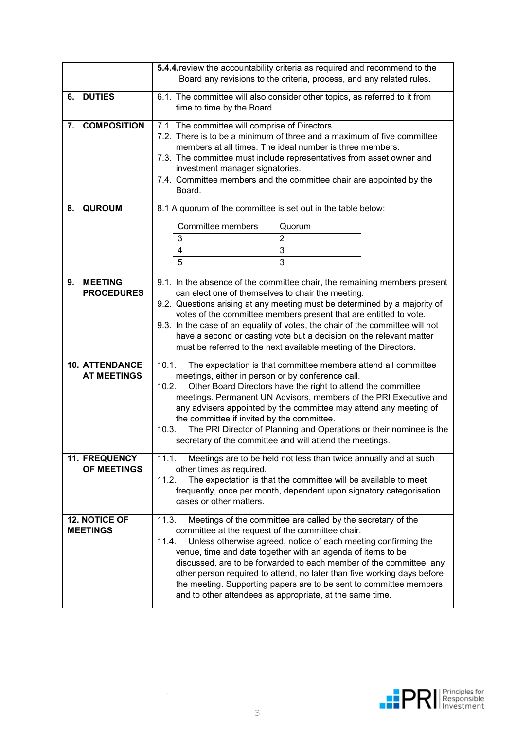| | |
|---|---|
| | **5.4.4.** review the accountability criteria as required and recommend to the Board any revisions to the criteria, process, and any related rules. |
| **6. DUTIES** | 6.1. The committee will also consider other topics, as referred to it from time to time by the Board. |
| **7. COMPOSITION** | 7.1. The committee will comprise of Directors.<br>7.2. There is to be a minimum of three and a maximum of five committee members at all times. The ideal number is three members.<br>7.3. The committee must include representatives from asset owner and investment manager signatories.<br>7.4. Committee members and the committee chair are appointed by the Board. |
| **8. QUROUM** | 8.1 A quorum of the committee is set out in the table below:<br><br>Committee members – Quorum<br>3 – 2<br>4 – 3<br>5 – 3 |
| **9. MEETING PROCEDURES** | 9.1. In the absence of the committee chair, the remaining members present can elect one of themselves to chair the meeting.<br>9.2. Questions arising at any meeting must be determined by a majority of votes of the committee members present that are entitled to vote.<br>9.3. In the case of an equality of votes, the chair of the committee will not have a second or casting vote but a decision on the relevant matter must be referred to the next available meeting of the Directors. |
| **10. ATTENDANCE AT MEETINGS** | 10.1. The expectation is that committee members attend all committee meetings, either in person or by conference call.<br>10.2. Other Board Directors have the right to attend the committee meetings. Permanent UN Advisors, members of the PRI Executive and any advisers appointed by the committee may attend any meeting of the committee if invited by the committee.<br>10.3. The PRI Director of Planning and Operations or their nominee is the secretary of the committee and will attend the meetings. |
| **11. FREQUENCY OF MEETINGS** | 11.1. Meetings are to be held not less than twice annually and at such other times as required.<br>11.2. The expectation is that the committee will be available to meet frequently, once per month, dependent upon signatory categorisation cases or other matters. |
| **12. NOTICE OF MEETINGS** | 11.3. Meetings of the committee are called by the secretary of the committee at the request of the committee chair.<br>11.4. Unless otherwise agreed, notice of each meeting confirming the venue, time and date together with an agenda of items to be discussed, are to be forwarded to each member of the committee, any other person required to attend, no later than five working days before the meeting. Supporting papers are to be sent to committee members and to other attendees as appropriate, at the same time. |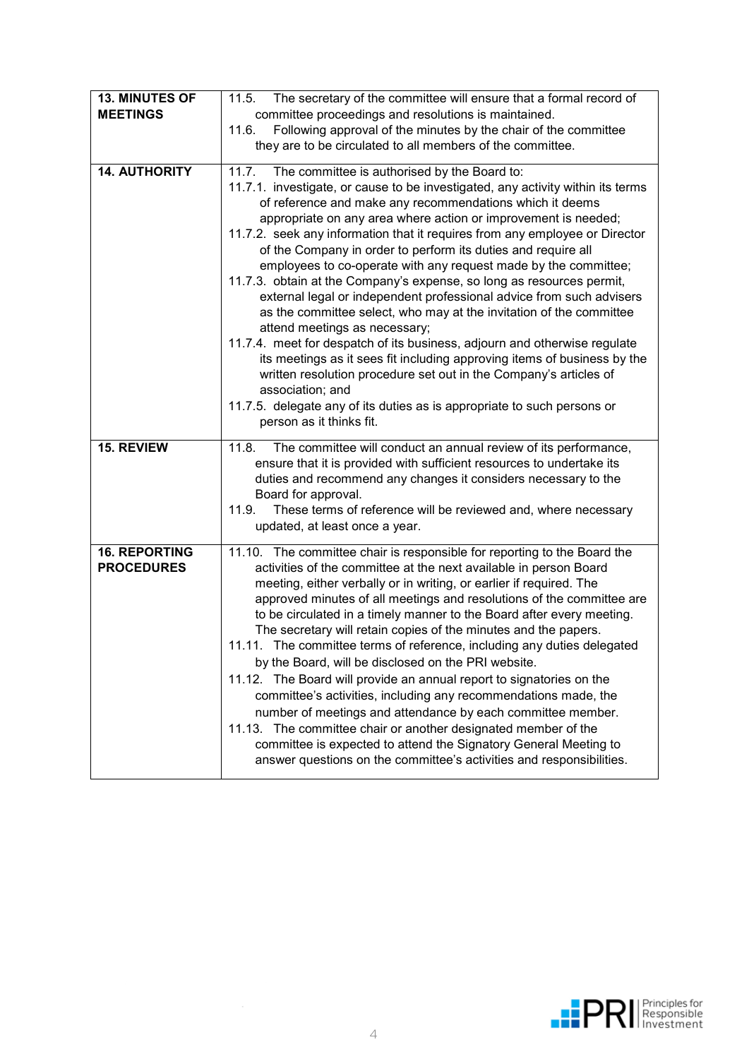| | |
|---|---|
| **13. MINUTES OF MEETINGS** | 11.5. The secretary of the committee will ensure that a formal record of committee proceedings and resolutions is maintained.<br>11.6. Following approval of the minutes by the chair of the committee they are to be circulated to all members of the committee. |
| **14. AUTHORITY** | 11.7. The committee is authorised by the Board to:<br>11.7.1. investigate, or cause to be investigated, any activity within its terms of reference and make any recommendations which it deems appropriate on any area where action or improvement is needed;<br>11.7.2. seek any information that it requires from any employee or Director of the Company in order to perform its duties and require all employees to co-operate with any request made by the committee;<br>11.7.3. obtain at the Company's expense, so long as resources permit, external legal or independent professional advice from such advisers as the committee select, who may at the invitation of the committee attend meetings as necessary;<br>11.7.4. meet for despatch of its business, adjourn and otherwise regulate its meetings as it sees fit including approving items of business by the written resolution procedure set out in the Company's articles of association; and<br>11.7.5. delegate any of its duties as is appropriate to such persons or person as it thinks fit. |
| **15. REVIEW** | 11.8. The committee will conduct an annual review of its performance, ensure that it is provided with sufficient resources to undertake its duties and recommend any changes it considers necessary to the Board for approval.<br>11.9. These terms of reference will be reviewed and, where necessary updated, at least once a year. |
| **16. REPORTING PROCEDURES** | 11.10. The committee chair is responsible for reporting to the Board the activities of the committee at the next available in person Board meeting, either verbally or in writing, or earlier if required. The approved minutes of all meetings and resolutions of the committee are to be circulated in a timely manner to the Board after every meeting. The secretary will retain copies of the minutes and the papers.<br>11.11. The committee terms of reference, including any duties delegated by the Board, will be disclosed on the PRI website.<br>11.12. The Board will provide an annual report to signatories on the committee's activities, including any recommendations made, the number of meetings and attendance by each committee member.<br>11.13. The committee chair or another designated member of the committee is expected to attend the Signatory General Meeting to answer questions on the committee's activities and responsibilities. |